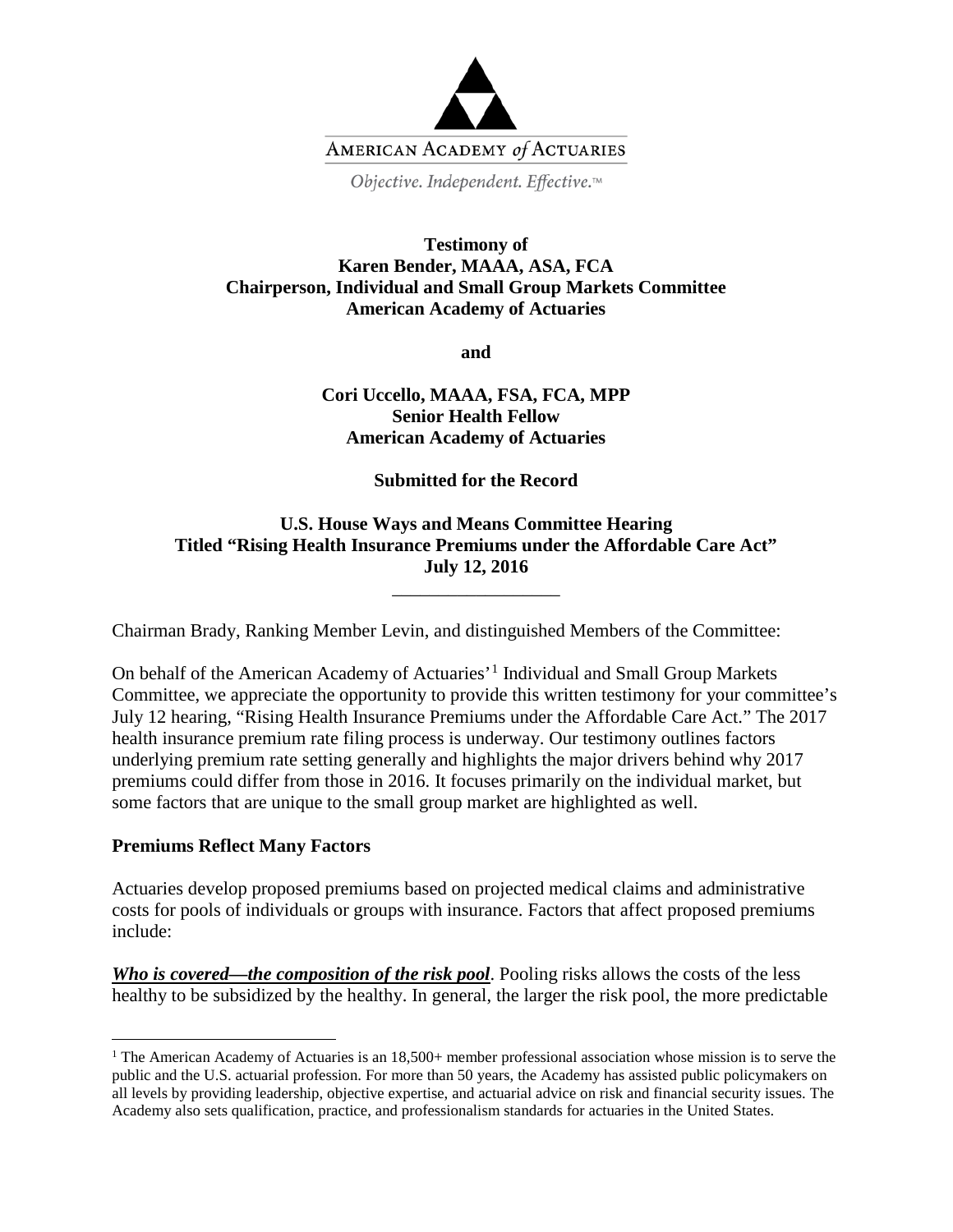AMERICAN ACADEMY *of* ACTUARIES

*Objective. Independent. Effective.*™

**Testimony of**
**Karen Bender, MAAA, ASA, FCA**
**Chairperson, Individual and Small Group Markets Committee**
**American Academy of Actuaries**

**and**

**Cori Uccello, MAAA, FSA, FCA, MPP**
**Senior Health Fellow**
**American Academy of Actuaries**

**Submitted for the Record**

**U.S. House Ways and Means Committee Hearing**
**Titled "Rising Health Insurance Premiums under the Affordable Care Act"**
**July 12, 2016**

---

Chairman Brady, Ranking Member Levin, and distinguished Members of the Committee:

On behalf of the American Academy of Actuaries'[1] Individual and Small Group Markets Committee, we appreciate the opportunity to provide this written testimony for your committee's July 12 hearing, "Rising Health Insurance Premiums under the Affordable Care Act." The 2017 health insurance premium rate filing process is underway. Our testimony outlines factors underlying premium rate setting generally and highlights the major drivers behind why 2017 premiums could differ from those in 2016. It focuses primarily on the individual market, but some factors that are unique to the small group market are highlighted as well.

## Premiums Reflect Many Factors

Actuaries develop proposed premiums based on projected medical claims and administrative costs for pools of individuals or groups with insurance. Factors that affect proposed premiums include:

***Who is covered—the composition of the risk pool***. Pooling risks allows the costs of the less healthy to be subsidized by the healthy. In general, the larger the risk pool, the more predictable

[1] The American Academy of Actuaries is an 18,500+ member professional association whose mission is to serve the public and the U.S. actuarial profession. For more than 50 years, the Academy has assisted public policymakers on all levels by providing leadership, objective expertise, and actuarial advice on risk and financial security issues. The Academy also sets qualification, practice, and professionalism standards for actuaries in the United States.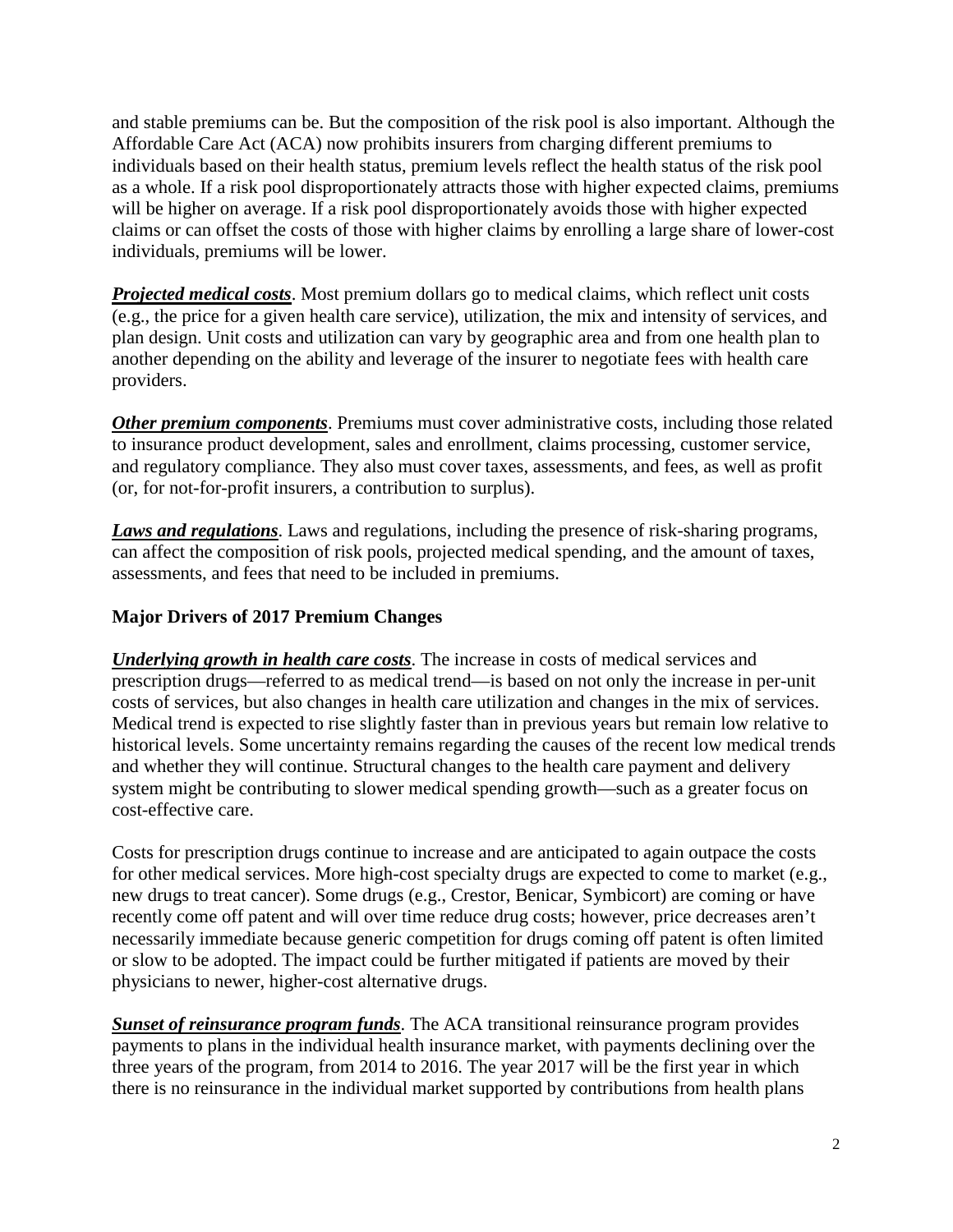and stable premiums can be. But the composition of the risk pool is also important. Although the Affordable Care Act (ACA) now prohibits insurers from charging different premiums to individuals based on their health status, premium levels reflect the health status of the risk pool as a whole. If a risk pool disproportionately attracts those with higher expected claims, premiums will be higher on average. If a risk pool disproportionately avoids those with higher expected claims or can offset the costs of those with higher claims by enrolling a large share of lower-cost individuals, premiums will be lower.

***Projected medical costs***. Most premium dollars go to medical claims, which reflect unit costs (e.g., the price for a given health care service), utilization, the mix and intensity of services, and plan design. Unit costs and utilization can vary by geographic area and from one health plan to another depending on the ability and leverage of the insurer to negotiate fees with health care providers.

***Other premium components***. Premiums must cover administrative costs, including those related to insurance product development, sales and enrollment, claims processing, customer service, and regulatory compliance. They also must cover taxes, assessments, and fees, as well as profit (or, for not-for-profit insurers, a contribution to surplus).

***Laws and regulations***. Laws and regulations, including the presence of risk-sharing programs, can affect the composition of risk pools, projected medical spending, and the amount of taxes, assessments, and fees that need to be included in premiums.

## Major Drivers of 2017 Premium Changes

***Underlying growth in health care costs***. The increase in costs of medical services and prescription drugs—referred to as medical trend—is based on not only the increase in per-unit costs of services, but also changes in health care utilization and changes in the mix of services. Medical trend is expected to rise slightly faster than in previous years but remain low relative to historical levels. Some uncertainty remains regarding the causes of the recent low medical trends and whether they will continue. Structural changes to the health care payment and delivery system might be contributing to slower medical spending growth—such as a greater focus on cost-effective care.

Costs for prescription drugs continue to increase and are anticipated to again outpace the costs for other medical services. More high-cost specialty drugs are expected to come to market (e.g., new drugs to treat cancer). Some drugs (e.g., Crestor, Benicar, Symbicort) are coming or have recently come off patent and will over time reduce drug costs; however, price decreases aren't necessarily immediate because generic competition for drugs coming off patent is often limited or slow to be adopted. The impact could be further mitigated if patients are moved by their physicians to newer, higher-cost alternative drugs.

***Sunset of reinsurance program funds***. The ACA transitional reinsurance program provides payments to plans in the individual health insurance market, with payments declining over the three years of the program, from 2014 to 2016. The year 2017 will be the first year in which there is no reinsurance in the individual market supported by contributions from health plans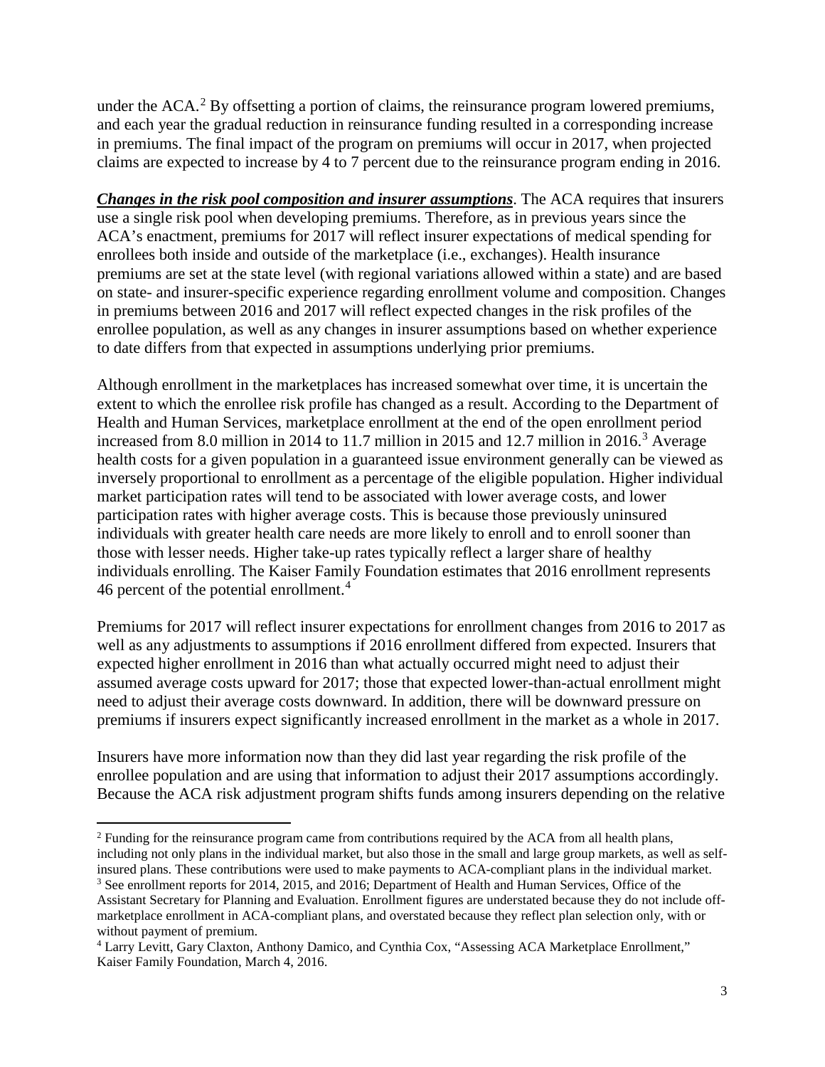under the ACA.[2] By offsetting a portion of claims, the reinsurance program lowered premiums, and each year the gradual reduction in reinsurance funding resulted in a corresponding increase in premiums. The final impact of the program on premiums will occur in 2017, when projected claims are expected to increase by 4 to 7 percent due to the reinsurance program ending in 2016.

***Changes in the risk pool composition and insurer assumptions***. The ACA requires that insurers use a single risk pool when developing premiums. Therefore, as in previous years since the ACA's enactment, premiums for 2017 will reflect insurer expectations of medical spending for enrollees both inside and outside of the marketplace (i.e., exchanges). Health insurance premiums are set at the state level (with regional variations allowed within a state) and are based on state- and insurer-specific experience regarding enrollment volume and composition. Changes in premiums between 2016 and 2017 will reflect expected changes in the risk profiles of the enrollee population, as well as any changes in insurer assumptions based on whether experience to date differs from that expected in assumptions underlying prior premiums.

Although enrollment in the marketplaces has increased somewhat over time, it is uncertain the extent to which the enrollee risk profile has changed as a result. According to the Department of Health and Human Services, marketplace enrollment at the end of the open enrollment period increased from 8.0 million in 2014 to 11.7 million in 2015 and 12.7 million in 2016.[3] Average health costs for a given population in a guaranteed issue environment generally can be viewed as inversely proportional to enrollment as a percentage of the eligible population. Higher individual market participation rates will tend to be associated with lower average costs, and lower participation rates with higher average costs. This is because those previously uninsured individuals with greater health care needs are more likely to enroll and to enroll sooner than those with lesser needs. Higher take-up rates typically reflect a larger share of healthy individuals enrolling. The Kaiser Family Foundation estimates that 2016 enrollment represents 46 percent of the potential enrollment.[4]

Premiums for 2017 will reflect insurer expectations for enrollment changes from 2016 to 2017 as well as any adjustments to assumptions if 2016 enrollment differed from expected. Insurers that expected higher enrollment in 2016 than what actually occurred might need to adjust their assumed average costs upward for 2017; those that expected lower-than-actual enrollment might need to adjust their average costs downward. In addition, there will be downward pressure on premiums if insurers expect significantly increased enrollment in the market as a whole in 2017.

Insurers have more information now than they did last year regarding the risk profile of the enrollee population and are using that information to adjust their 2017 assumptions accordingly. Because the ACA risk adjustment program shifts funds among insurers depending on the relative

---

[2] Funding for the reinsurance program came from contributions required by the ACA from all health plans, including not only plans in the individual market, but also those in the small and large group markets, as well as self-insured plans. These contributions were used to make payments to ACA-compliant plans in the individual market.

[3] See enrollment reports for 2014, 2015, and 2016; Department of Health and Human Services, Office of the Assistant Secretary for Planning and Evaluation. Enrollment figures are understated because they do not include off-marketplace enrollment in ACA-compliant plans, and overstated because they reflect plan selection only, with or without payment of premium.

[4] Larry Levitt, Gary Claxton, Anthony Damico, and Cynthia Cox, "Assessing ACA Marketplace Enrollment," Kaiser Family Foundation, March 4, 2016.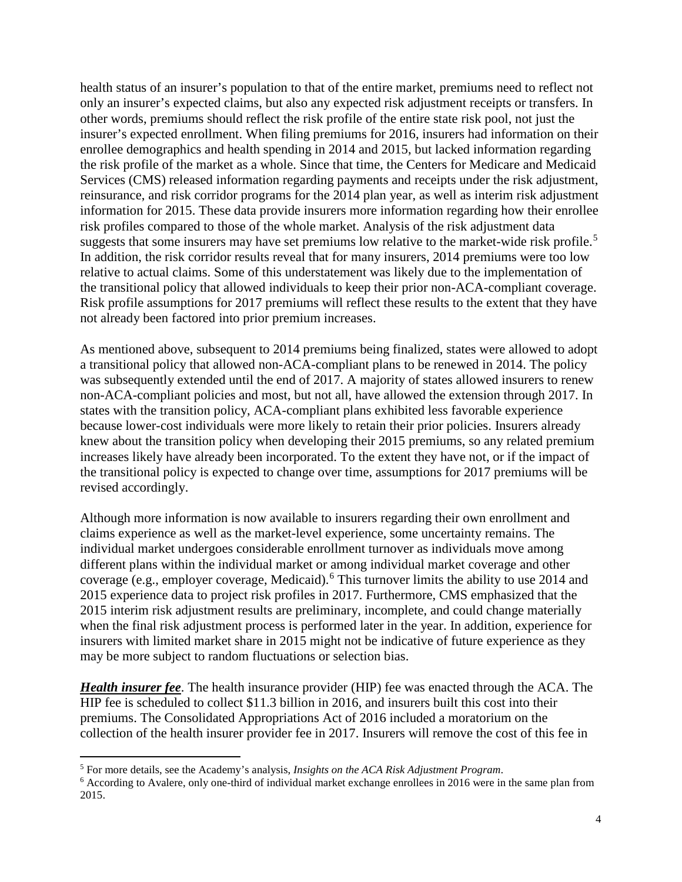health status of an insurer's population to that of the entire market, premiums need to reflect not only an insurer's expected claims, but also any expected risk adjustment receipts or transfers. In other words, premiums should reflect the risk profile of the entire state risk pool, not just the insurer's expected enrollment. When filing premiums for 2016, insurers had information on their enrollee demographics and health spending in 2014 and 2015, but lacked information regarding the risk profile of the market as a whole. Since that time, the Centers for Medicare and Medicaid Services (CMS) released information regarding payments and receipts under the risk adjustment, reinsurance, and risk corridor programs for the 2014 plan year, as well as interim risk adjustment information for 2015. These data provide insurers more information regarding how their enrollee risk profiles compared to those of the whole market. Analysis of the risk adjustment data suggests that some insurers may have set premiums low relative to the market-wide risk profile.[5] In addition, the risk corridor results reveal that for many insurers, 2014 premiums were too low relative to actual claims. Some of this understatement was likely due to the implementation of the transitional policy that allowed individuals to keep their prior non-ACA-compliant coverage. Risk profile assumptions for 2017 premiums will reflect these results to the extent that they have not already been factored into prior premium increases.

As mentioned above, subsequent to 2014 premiums being finalized, states were allowed to adopt a transitional policy that allowed non-ACA-compliant plans to be renewed in 2014. The policy was subsequently extended until the end of 2017. A majority of states allowed insurers to renew non-ACA-compliant policies and most, but not all, have allowed the extension through 2017. In states with the transition policy, ACA-compliant plans exhibited less favorable experience because lower-cost individuals were more likely to retain their prior policies. Insurers already knew about the transition policy when developing their 2015 premiums, so any related premium increases likely have already been incorporated. To the extent they have not, or if the impact of the transitional policy is expected to change over time, assumptions for 2017 premiums will be revised accordingly.

Although more information is now available to insurers regarding their own enrollment and claims experience as well as the market-level experience, some uncertainty remains. The individual market undergoes considerable enrollment turnover as individuals move among different plans within the individual market or among individual market coverage and other coverage (e.g., employer coverage, Medicaid).[6] This turnover limits the ability to use 2014 and 2015 experience data to project risk profiles in 2017. Furthermore, CMS emphasized that the 2015 interim risk adjustment results are preliminary, incomplete, and could change materially when the final risk adjustment process is performed later in the year. In addition, experience for insurers with limited market share in 2015 might not be indicative of future experience as they may be more subject to random fluctuations or selection bias.

***Health insurer fee***. The health insurance provider (HIP) fee was enacted through the ACA. The HIP fee is scheduled to collect \$11.3 billion in 2016, and insurers built this cost into their premiums. The Consolidated Appropriations Act of 2016 included a moratorium on the collection of the health insurer provider fee in 2017. Insurers will remove the cost of this fee in

---

[5] For more details, see the Academy's analysis, *Insights on the ACA Risk Adjustment Program*.

[6] According to Avalere, only one-third of individual market exchange enrollees in 2016 were in the same plan from 2015.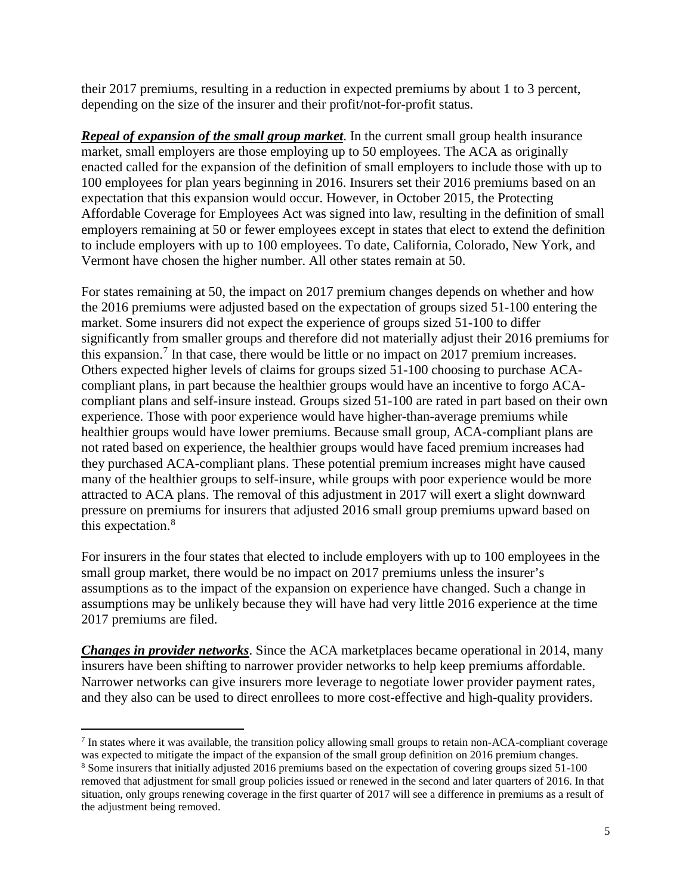their 2017 premiums, resulting in a reduction in expected premiums by about 1 to 3 percent, depending on the size of the insurer and their profit/not-for-profit status.

***Repeal of expansion of the small group market***. In the current small group health insurance market, small employers are those employing up to 50 employees. The ACA as originally enacted called for the expansion of the definition of small employers to include those with up to 100 employees for plan years beginning in 2016. Insurers set their 2016 premiums based on an expectation that this expansion would occur. However, in October 2015, the Protecting Affordable Coverage for Employees Act was signed into law, resulting in the definition of small employers remaining at 50 or fewer employees except in states that elect to extend the definition to include employers with up to 100 employees. To date, California, Colorado, New York, and Vermont have chosen the higher number. All other states remain at 50.

For states remaining at 50, the impact on 2017 premium changes depends on whether and how the 2016 premiums were adjusted based on the expectation of groups sized 51-100 entering the market. Some insurers did not expect the experience of groups sized 51-100 to differ significantly from smaller groups and therefore did not materially adjust their 2016 premiums for this expansion.[7] In that case, there would be little or no impact on 2017 premium increases. Others expected higher levels of claims for groups sized 51-100 choosing to purchase ACA-compliant plans, in part because the healthier groups would have an incentive to forgo ACA-compliant plans and self-insure instead. Groups sized 51-100 are rated in part based on their own experience. Those with poor experience would have higher-than-average premiums while healthier groups would have lower premiums. Because small group, ACA-compliant plans are not rated based on experience, the healthier groups would have faced premium increases had they purchased ACA-compliant plans. These potential premium increases might have caused many of the healthier groups to self-insure, while groups with poor experience would be more attracted to ACA plans. The removal of this adjustment in 2017 will exert a slight downward pressure on premiums for insurers that adjusted 2016 small group premiums upward based on this expectation.[8]

For insurers in the four states that elected to include employers with up to 100 employees in the small group market, there would be no impact on 2017 premiums unless the insurer's assumptions as to the impact of the expansion on experience have changed. Such a change in assumptions may be unlikely because they will have had very little 2016 experience at the time 2017 premiums are filed.

***Changes in provider networks***. Since the ACA marketplaces became operational in 2014, many insurers have been shifting to narrower provider networks to help keep premiums affordable. Narrower networks can give insurers more leverage to negotiate lower provider payment rates, and they also can be used to direct enrollees to more cost-effective and high-quality providers.

---

[7] In states where it was available, the transition policy allowing small groups to retain non-ACA-compliant coverage was expected to mitigate the impact of the expansion of the small group definition on 2016 premium changes.

[8] Some insurers that initially adjusted 2016 premiums based on the expectation of covering groups sized 51-100 removed that adjustment for small group policies issued or renewed in the second and later quarters of 2016. In that situation, only groups renewing coverage in the first quarter of 2017 will see a difference in premiums as a result of the adjustment being removed.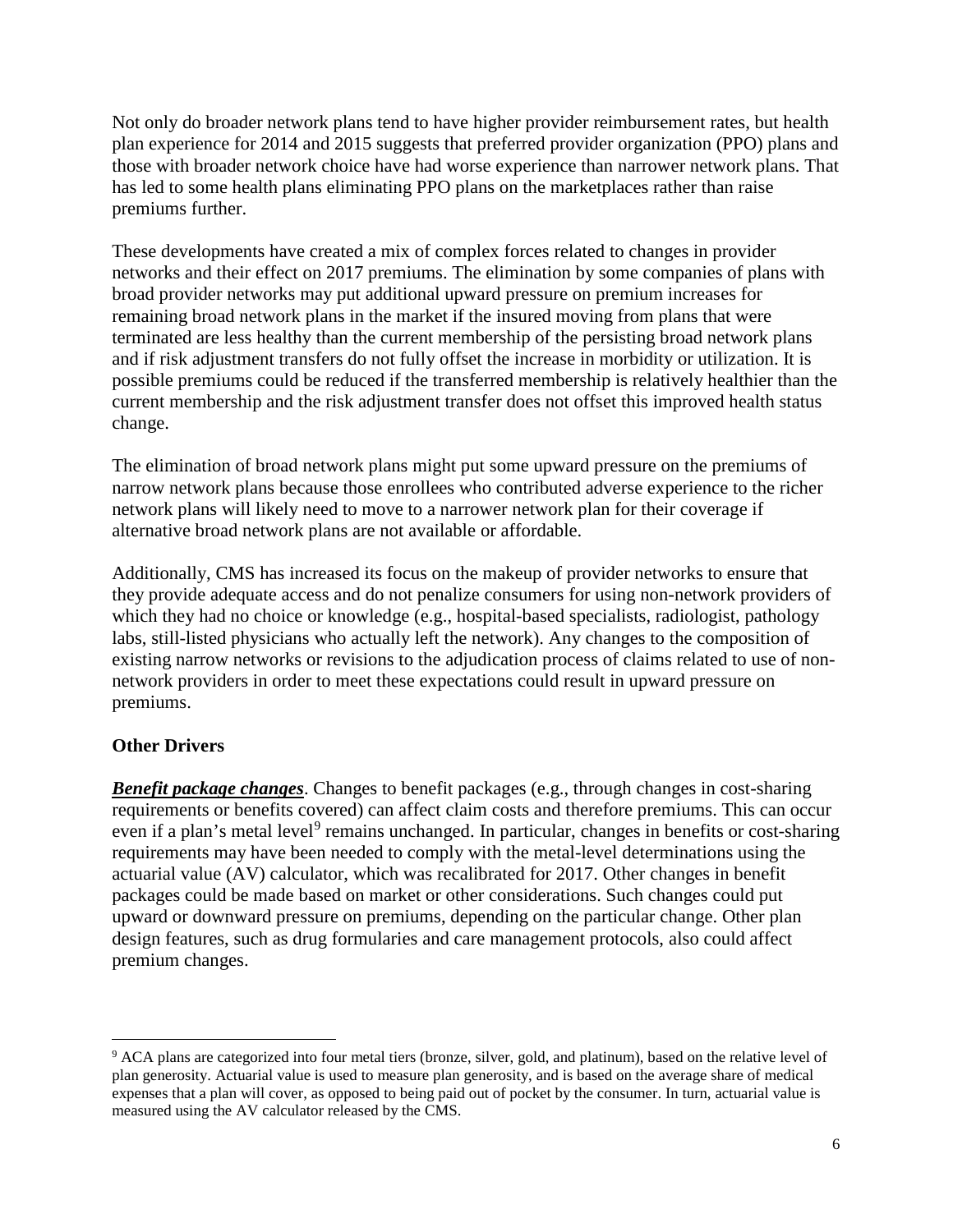Not only do broader network plans tend to have higher provider reimbursement rates, but health plan experience for 2014 and 2015 suggests that preferred provider organization (PPO) plans and those with broader network choice have had worse experience than narrower network plans. That has led to some health plans eliminating PPO plans on the marketplaces rather than raise premiums further.

These developments have created a mix of complex forces related to changes in provider networks and their effect on 2017 premiums. The elimination by some companies of plans with broad provider networks may put additional upward pressure on premium increases for remaining broad network plans in the market if the insured moving from plans that were terminated are less healthy than the current membership of the persisting broad network plans and if risk adjustment transfers do not fully offset the increase in morbidity or utilization. It is possible premiums could be reduced if the transferred membership is relatively healthier than the current membership and the risk adjustment transfer does not offset this improved health status change.

The elimination of broad network plans might put some upward pressure on the premiums of narrow network plans because those enrollees who contributed adverse experience to the richer network plans will likely need to move to a narrower network plan for their coverage if alternative broad network plans are not available or affordable.

Additionally, CMS has increased its focus on the makeup of provider networks to ensure that they provide adequate access and do not penalize consumers for using non-network providers of which they had no choice or knowledge (e.g., hospital-based specialists, radiologist, pathology labs, still-listed physicians who actually left the network). Any changes to the composition of existing narrow networks or revisions to the adjudication process of claims related to use of non-network providers in order to meet these expectations could result in upward pressure on premiums.

**Other Drivers**

***Benefit package changes***. Changes to benefit packages (e.g., through changes in cost-sharing requirements or benefits covered) can affect claim costs and therefore premiums. This can occur even if a plan's metal level[9] remains unchanged. In particular, changes in benefits or cost-sharing requirements may have been needed to comply with the metal-level determinations using the actuarial value (AV) calculator, which was recalibrated for 2017. Other changes in benefit packages could be made based on market or other considerations. Such changes could put upward or downward pressure on premiums, depending on the particular change. Other plan design features, such as drug formularies and care management protocols, also could affect premium changes.

[9] ACA plans are categorized into four metal tiers (bronze, silver, gold, and platinum), based on the relative level of plan generosity. Actuarial value is used to measure plan generosity, and is based on the average share of medical expenses that a plan will cover, as opposed to being paid out of pocket by the consumer. In turn, actuarial value is measured using the AV calculator released by the CMS.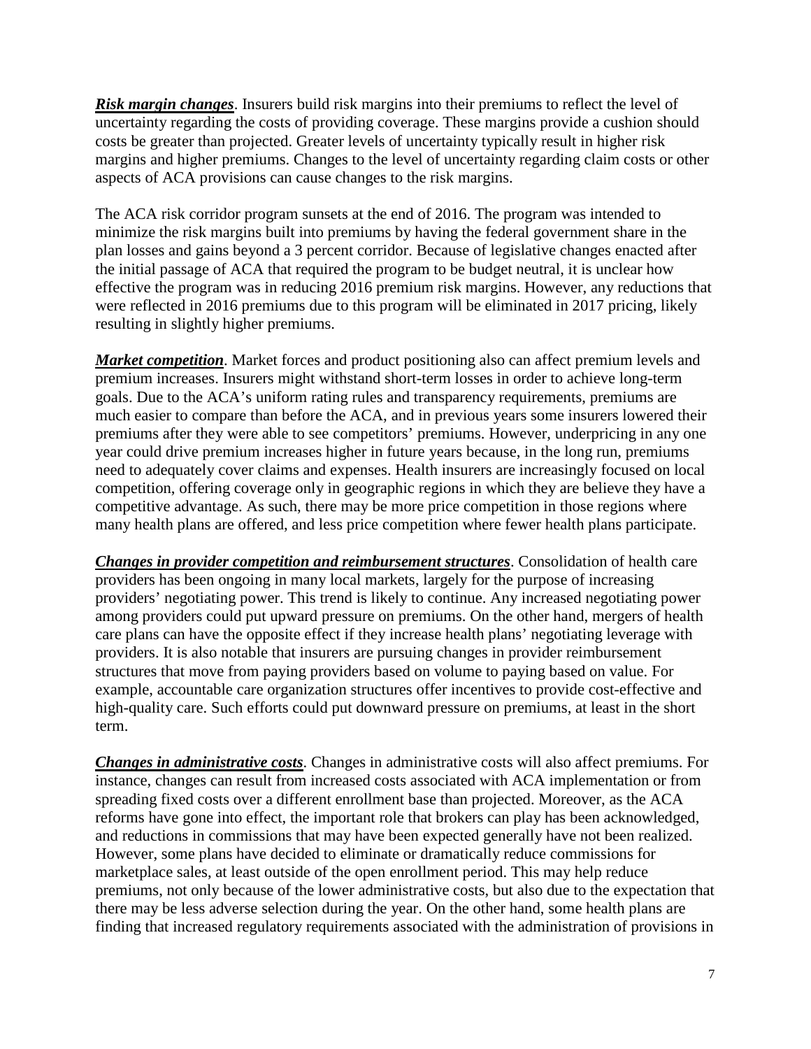***Risk margin changes***. Insurers build risk margins into their premiums to reflect the level of uncertainty regarding the costs of providing coverage. These margins provide a cushion should costs be greater than projected. Greater levels of uncertainty typically result in higher risk margins and higher premiums. Changes to the level of uncertainty regarding claim costs or other aspects of ACA provisions can cause changes to the risk margins.

The ACA risk corridor program sunsets at the end of 2016. The program was intended to minimize the risk margins built into premiums by having the federal government share in the plan losses and gains beyond a 3 percent corridor. Because of legislative changes enacted after the initial passage of ACA that required the program to be budget neutral, it is unclear how effective the program was in reducing 2016 premium risk margins. However, any reductions that were reflected in 2016 premiums due to this program will be eliminated in 2017 pricing, likely resulting in slightly higher premiums.

***Market competition***. Market forces and product positioning also can affect premium levels and premium increases. Insurers might withstand short-term losses in order to achieve long-term goals. Due to the ACA's uniform rating rules and transparency requirements, premiums are much easier to compare than before the ACA, and in previous years some insurers lowered their premiums after they were able to see competitors' premiums. However, underpricing in any one year could drive premium increases higher in future years because, in the long run, premiums need to adequately cover claims and expenses. Health insurers are increasingly focused on local competition, offering coverage only in geographic regions in which they are believe they have a competitive advantage. As such, there may be more price competition in those regions where many health plans are offered, and less price competition where fewer health plans participate.

***Changes in provider competition and reimbursement structures***. Consolidation of health care providers has been ongoing in many local markets, largely for the purpose of increasing providers' negotiating power. This trend is likely to continue. Any increased negotiating power among providers could put upward pressure on premiums. On the other hand, mergers of health care plans can have the opposite effect if they increase health plans' negotiating leverage with providers. It is also notable that insurers are pursuing changes in provider reimbursement structures that move from paying providers based on volume to paying based on value. For example, accountable care organization structures offer incentives to provide cost-effective and high-quality care. Such efforts could put downward pressure on premiums, at least in the short term.

***Changes in administrative costs***. Changes in administrative costs will also affect premiums. For instance, changes can result from increased costs associated with ACA implementation or from spreading fixed costs over a different enrollment base than projected. Moreover, as the ACA reforms have gone into effect, the important role that brokers can play has been acknowledged, and reductions in commissions that may have been expected generally have not been realized. However, some plans have decided to eliminate or dramatically reduce commissions for marketplace sales, at least outside of the open enrollment period. This may help reduce premiums, not only because of the lower administrative costs, but also due to the expectation that there may be less adverse selection during the year. On the other hand, some health plans are finding that increased regulatory requirements associated with the administration of provisions in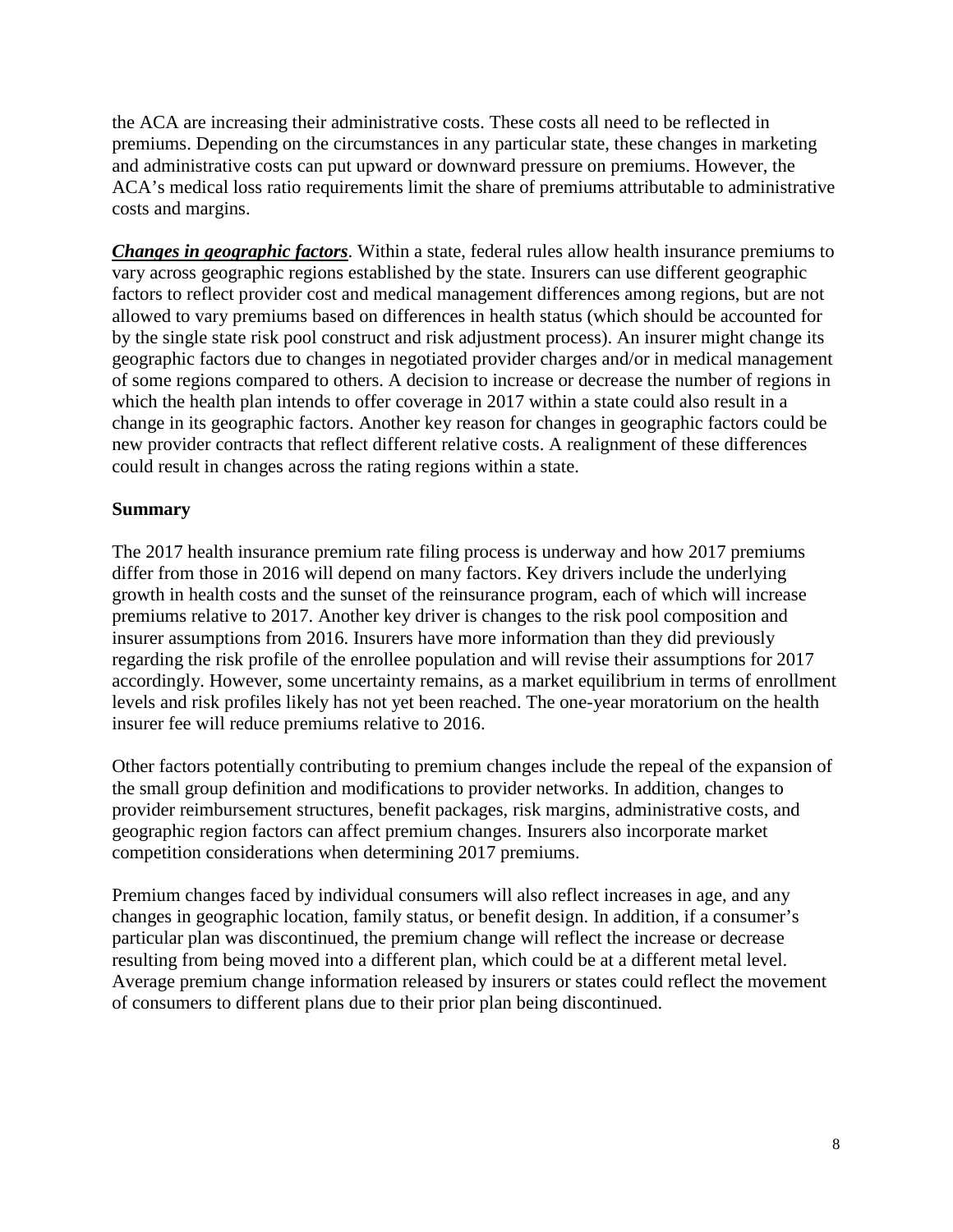the ACA are increasing their administrative costs. These costs all need to be reflected in premiums. Depending on the circumstances in any particular state, these changes in marketing and administrative costs can put upward or downward pressure on premiums. However, the ACA's medical loss ratio requirements limit the share of premiums attributable to administrative costs and margins.

***Changes in geographic factors***. Within a state, federal rules allow health insurance premiums to vary across geographic regions established by the state. Insurers can use different geographic factors to reflect provider cost and medical management differences among regions, but are not allowed to vary premiums based on differences in health status (which should be accounted for by the single state risk pool construct and risk adjustment process). An insurer might change its geographic factors due to changes in negotiated provider charges and/or in medical management of some regions compared to others. A decision to increase or decrease the number of regions in which the health plan intends to offer coverage in 2017 within a state could also result in a change in its geographic factors. Another key reason for changes in geographic factors could be new provider contracts that reflect different relative costs. A realignment of these differences could result in changes across the rating regions within a state.

**Summary**

The 2017 health insurance premium rate filing process is underway and how 2017 premiums differ from those in 2016 will depend on many factors. Key drivers include the underlying growth in health costs and the sunset of the reinsurance program, each of which will increase premiums relative to 2017. Another key driver is changes to the risk pool composition and insurer assumptions from 2016. Insurers have more information than they did previously regarding the risk profile of the enrollee population and will revise their assumptions for 2017 accordingly. However, some uncertainty remains, as a market equilibrium in terms of enrollment levels and risk profiles likely has not yet been reached. The one-year moratorium on the health insurer fee will reduce premiums relative to 2016.

Other factors potentially contributing to premium changes include the repeal of the expansion of the small group definition and modifications to provider networks. In addition, changes to provider reimbursement structures, benefit packages, risk margins, administrative costs, and geographic region factors can affect premium changes. Insurers also incorporate market competition considerations when determining 2017 premiums.

Premium changes faced by individual consumers will also reflect increases in age, and any changes in geographic location, family status, or benefit design. In addition, if a consumer's particular plan was discontinued, the premium change will reflect the increase or decrease resulting from being moved into a different plan, which could be at a different metal level. Average premium change information released by insurers or states could reflect the movement of consumers to different plans due to their prior plan being discontinued.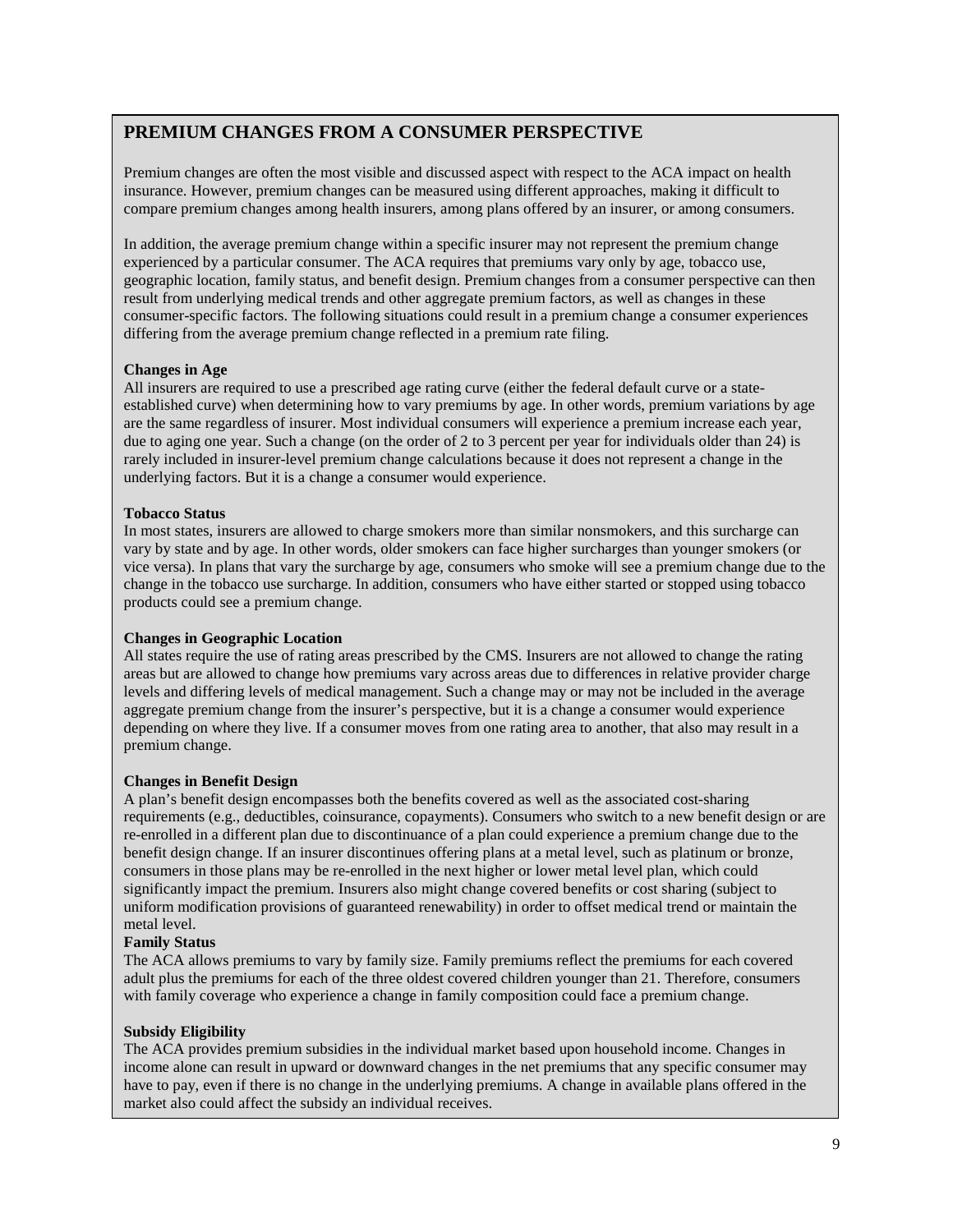## PREMIUM CHANGES FROM A CONSUMER PERSPECTIVE

Premium changes are often the most visible and discussed aspect with respect to the ACA impact on health insurance. However, premium changes can be measured using different approaches, making it difficult to compare premium changes among health insurers, among plans offered by an insurer, or among consumers.

In addition, the average premium change within a specific insurer may not represent the premium change experienced by a particular consumer. The ACA requires that premiums vary only by age, tobacco use, geographic location, family status, and benefit design. Premium changes from a consumer perspective can then result from underlying medical trends and other aggregate premium factors, as well as changes in these consumer-specific factors. The following situations could result in a premium change a consumer experiences differing from the average premium change reflected in a premium rate filing.

**Changes in Age**

All insurers are required to use a prescribed age rating curve (either the federal default curve or a state-established curve) when determining how to vary premiums by age. In other words, premium variations by age are the same regardless of insurer. Most individual consumers will experience a premium increase each year, due to aging one year. Such a change (on the order of 2 to 3 percent per year for individuals older than 24) is rarely included in insurer-level premium change calculations because it does not represent a change in the underlying factors. But it is a change a consumer would experience.

**Tobacco Status**

In most states, insurers are allowed to charge smokers more than similar nonsmokers, and this surcharge can vary by state and by age. In other words, older smokers can face higher surcharges than younger smokers (or vice versa). In plans that vary the surcharge by age, consumers who smoke will see a premium change due to the change in the tobacco use surcharge. In addition, consumers who have either started or stopped using tobacco products could see a premium change.

**Changes in Geographic Location**

All states require the use of rating areas prescribed by the CMS. Insurers are not allowed to change the rating areas but are allowed to change how premiums vary across areas due to differences in relative provider charge levels and differing levels of medical management. Such a change may or may not be included in the average aggregate premium change from the insurer's perspective, but it is a change a consumer would experience depending on where they live. If a consumer moves from one rating area to another, that also may result in a premium change.

**Changes in Benefit Design**

A plan's benefit design encompasses both the benefits covered as well as the associated cost-sharing requirements (e.g., deductibles, coinsurance, copayments). Consumers who switch to a new benefit design or are re-enrolled in a different plan due to discontinuance of a plan could experience a premium change due to the benefit design change. If an insurer discontinues offering plans at a metal level, such as platinum or bronze, consumers in those plans may be re-enrolled in the next higher or lower metal level plan, which could significantly impact the premium. Insurers also might change covered benefits or cost sharing (subject to uniform modification provisions of guaranteed renewability) in order to offset medical trend or maintain the metal level.

**Family Status**

The ACA allows premiums to vary by family size. Family premiums reflect the premiums for each covered adult plus the premiums for each of the three oldest covered children younger than 21. Therefore, consumers with family coverage who experience a change in family composition could face a premium change.

**Subsidy Eligibility**

The ACA provides premium subsidies in the individual market based upon household income. Changes in income alone can result in upward or downward changes in the net premiums that any specific consumer may have to pay, even if there is no change in the underlying premiums. A change in available plans offered in the market also could affect the subsidy an individual receives.